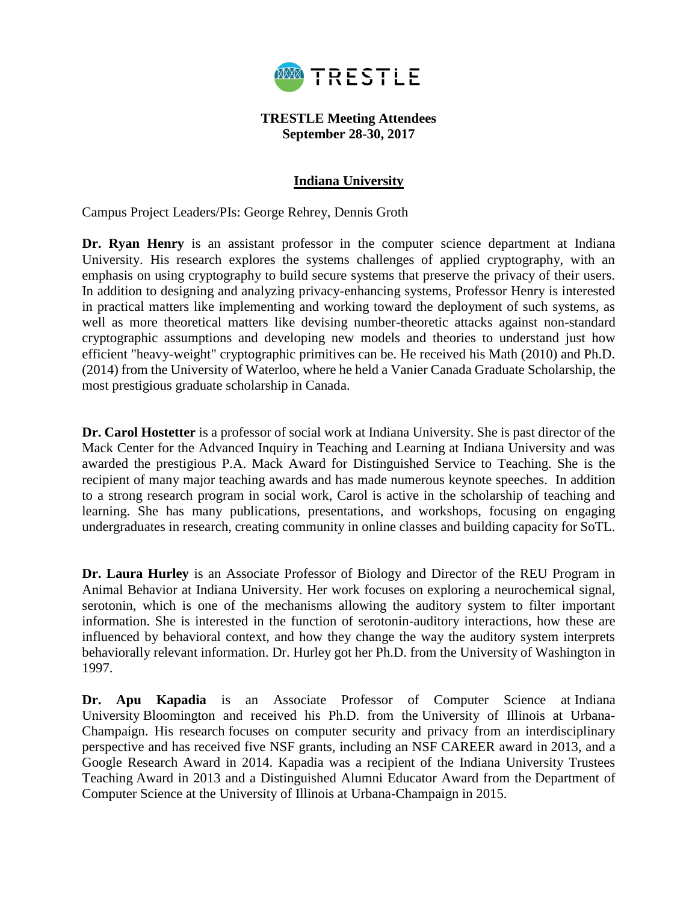TRESTLE

**TRESTLE Meeting Attendees**
**September 28-30, 2017**

## Indiana University

Campus Project Leaders/PIs: George Rehrey, Dennis Groth

**Dr. Ryan Henry** is an assistant professor in the computer science department at Indiana University. His research explores the systems challenges of applied cryptography, with an emphasis on using cryptography to build secure systems that preserve the privacy of their users. In addition to designing and analyzing privacy-enhancing systems, Professor Henry is interested in practical matters like implementing and working toward the deployment of such systems, as well as more theoretical matters like devising number-theoretic attacks against non-standard cryptographic assumptions and developing new models and theories to understand just how efficient "heavy-weight" cryptographic primitives can be. He received his Math (2010) and Ph.D. (2014) from the University of Waterloo, where he held a Vanier Canada Graduate Scholarship, the most prestigious graduate scholarship in Canada.

**Dr. Carol Hostetter** is a professor of social work at Indiana University. She is past director of the Mack Center for the Advanced Inquiry in Teaching and Learning at Indiana University and was awarded the prestigious P.A. Mack Award for Distinguished Service to Teaching. She is the recipient of many major teaching awards and has made numerous keynote speeches. In addition to a strong research program in social work, Carol is active in the scholarship of teaching and learning. She has many publications, presentations, and workshops, focusing on engaging undergraduates in research, creating community in online classes and building capacity for SoTL.

**Dr. Laura Hurley** is an Associate Professor of Biology and Director of the REU Program in Animal Behavior at Indiana University. Her work focuses on exploring a neurochemical signal, serotonin, which is one of the mechanisms allowing the auditory system to filter important information. She is interested in the function of serotonin-auditory interactions, how these are influenced by behavioral context, and how they change the way the auditory system interprets behaviorally relevant information. Dr. Hurley got her Ph.D. from the University of Washington in 1997.

**Dr. Apu Kapadia** is an Associate Professor of Computer Science at Indiana University Bloomington and received his Ph.D. from the University of Illinois at Urbana-Champaign. His research focuses on computer security and privacy from an interdisciplinary perspective and has received five NSF grants, including an NSF CAREER award in 2013, and a Google Research Award in 2014. Kapadia was a recipient of the Indiana University Trustees Teaching Award in 2013 and a Distinguished Alumni Educator Award from the Department of Computer Science at the University of Illinois at Urbana-Champaign in 2015.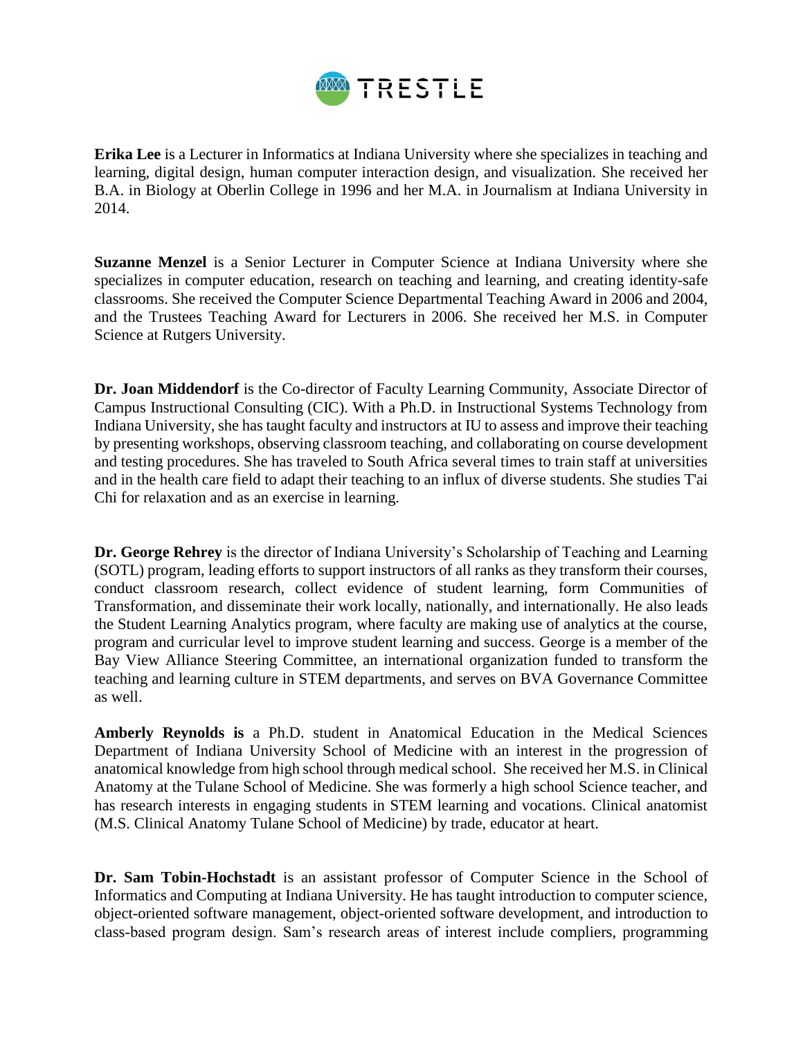**Erika Lee** is a Lecturer in Informatics at Indiana University where she specializes in teaching and learning, digital design, human computer interaction design, and visualization. She received her B.A. in Biology at Oberlin College in 1996 and her M.A. in Journalism at Indiana University in 2014.

**Suzanne Menzel** is a Senior Lecturer in Computer Science at Indiana University where she specializes in computer education, research on teaching and learning, and creating identity-safe classrooms. She received the Computer Science Departmental Teaching Award in 2006 and 2004, and the Trustees Teaching Award for Lecturers in 2006. She received her M.S. in Computer Science at Rutgers University.

**Dr. Joan Middendorf** is the Co-director of Faculty Learning Community, Associate Director of Campus Instructional Consulting (CIC). With a Ph.D. in Instructional Systems Technology from Indiana University, she has taught faculty and instructors at IU to assess and improve their teaching by presenting workshops, observing classroom teaching, and collaborating on course development and testing procedures. She has traveled to South Africa several times to train staff at universities and in the health care field to adapt their teaching to an influx of diverse students. She studies T'ai Chi for relaxation and as an exercise in learning.

**Dr. George Rehrey** is the director of Indiana University's Scholarship of Teaching and Learning (SOTL) program, leading efforts to support instructors of all ranks as they transform their courses, conduct classroom research, collect evidence of student learning, form Communities of Transformation, and disseminate their work locally, nationally, and internationally. He also leads the Student Learning Analytics program, where faculty are making use of analytics at the course, program and curricular level to improve student learning and success. George is a member of the Bay View Alliance Steering Committee, an international organization funded to transform the teaching and learning culture in STEM departments, and serves on BVA Governance Committee as well.

**Amberly Reynolds is** a Ph.D. student in Anatomical Education in the Medical Sciences Department of Indiana University School of Medicine with an interest in the progression of anatomical knowledge from high school through medical school. She received her M.S. in Clinical Anatomy at the Tulane School of Medicine. She was formerly a high school Science teacher, and has research interests in engaging students in STEM learning and vocations. Clinical anatomist (M.S. Clinical Anatomy Tulane School of Medicine) by trade, educator at heart.

**Dr. Sam Tobin-Hochstadt** is an assistant professor of Computer Science in the School of Informatics and Computing at Indiana University. He has taught introduction to computer science, object-oriented software management, object-oriented software development, and introduction to class-based program design. Sam's research areas of interest include compliers, programming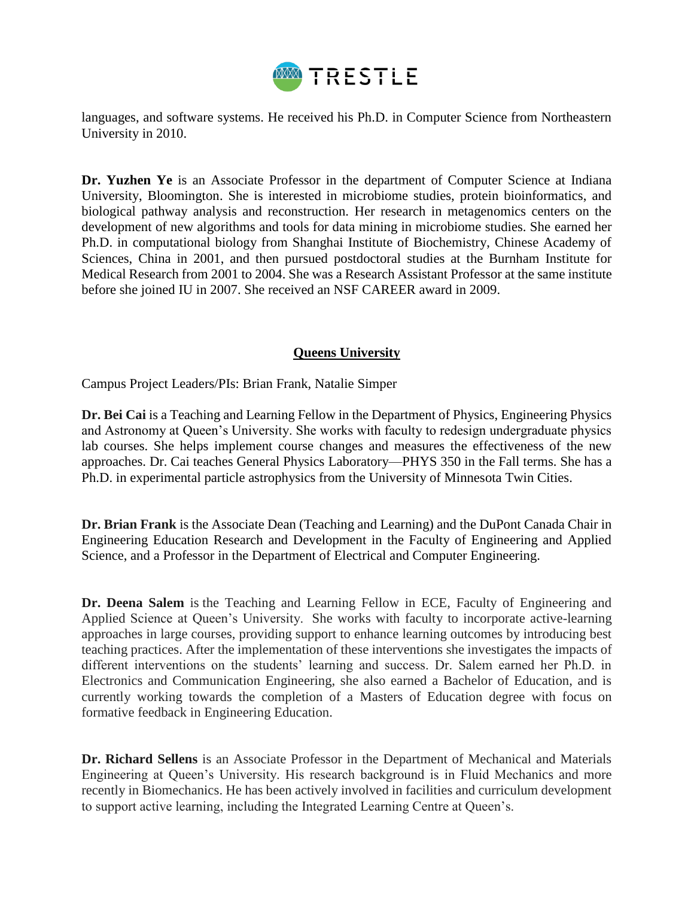languages, and software systems. He received his Ph.D. in Computer Science from Northeastern University in 2010.

**Dr. Yuzhen Ye** is an Associate Professor in the department of Computer Science at Indiana University, Bloomington. She is interested in microbiome studies, protein bioinformatics, and biological pathway analysis and reconstruction. Her research in metagenomics centers on the development of new algorithms and tools for data mining in microbiome studies. She earned her Ph.D. in computational biology from Shanghai Institute of Biochemistry, Chinese Academy of Sciences, China in 2001, and then pursued postdoctoral studies at the Burnham Institute for Medical Research from 2001 to 2004. She was a Research Assistant Professor at the same institute before she joined IU in 2007. She received an NSF CAREER award in 2009.

## Queens University

Campus Project Leaders/PIs: Brian Frank, Natalie Simper

**Dr. Bei Cai** is a Teaching and Learning Fellow in the Department of Physics, Engineering Physics and Astronomy at Queen's University. She works with faculty to redesign undergraduate physics lab courses. She helps implement course changes and measures the effectiveness of the new approaches. Dr. Cai teaches General Physics Laboratory—PHYS 350 in the Fall terms. She has a Ph.D. in experimental particle astrophysics from the University of Minnesota Twin Cities.

**Dr. Brian Frank** is the Associate Dean (Teaching and Learning) and the DuPont Canada Chair in Engineering Education Research and Development in the Faculty of Engineering and Applied Science, and a Professor in the Department of Electrical and Computer Engineering.

**Dr. Deena Salem** is the Teaching and Learning Fellow in ECE, Faculty of Engineering and Applied Science at Queen's University. She works with faculty to incorporate active-learning approaches in large courses, providing support to enhance learning outcomes by introducing best teaching practices. After the implementation of these interventions she investigates the impacts of different interventions on the students' learning and success. Dr. Salem earned her Ph.D. in Electronics and Communication Engineering, she also earned a Bachelor of Education, and is currently working towards the completion of a Masters of Education degree with focus on formative feedback in Engineering Education.

**Dr. Richard Sellens** is an Associate Professor in the Department of Mechanical and Materials Engineering at Queen's University. His research background is in Fluid Mechanics and more recently in Biomechanics. He has been actively involved in facilities and curriculum development to support active learning, including the Integrated Learning Centre at Queen's.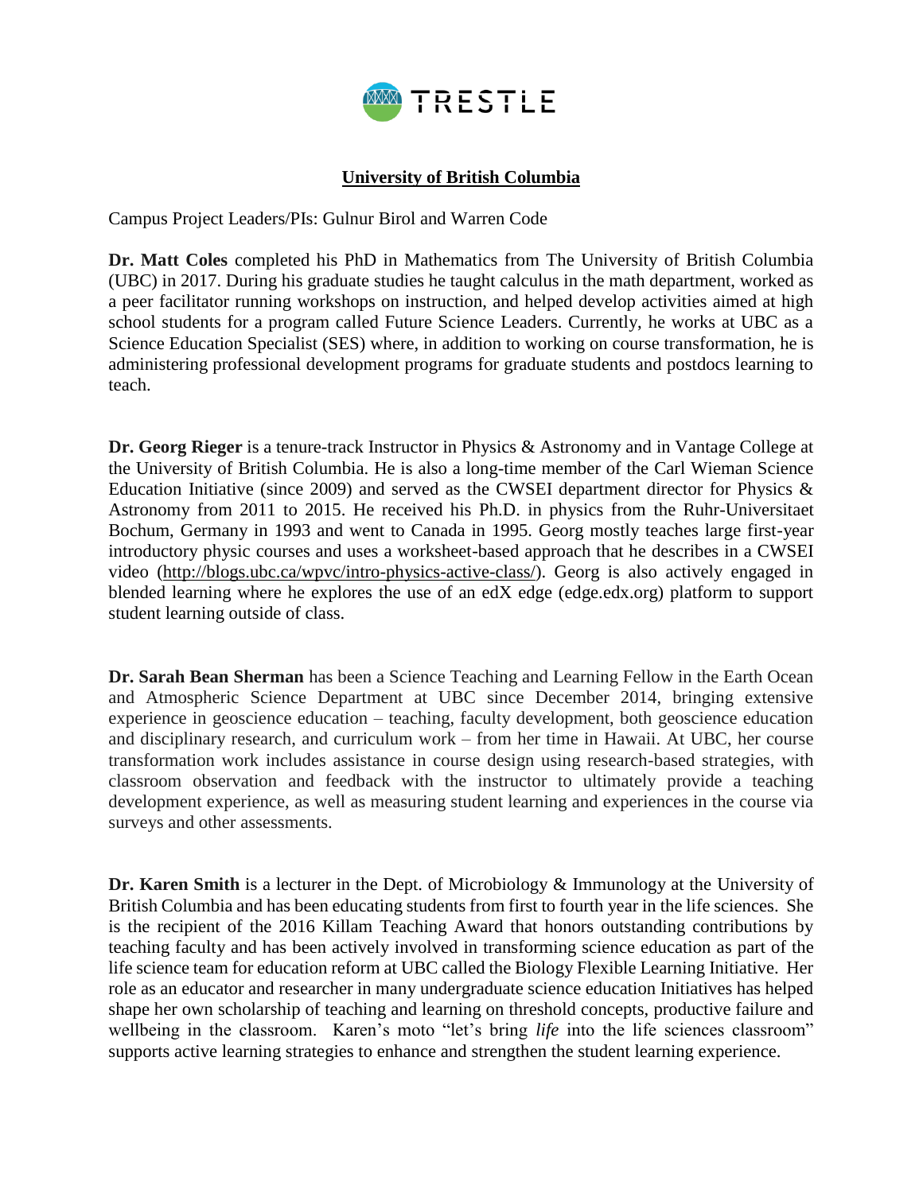## University of British Columbia

Campus Project Leaders/PIs: Gulnur Birol and Warren Code

**Dr. Matt Coles** completed his PhD in Mathematics from The University of British Columbia (UBC) in 2017. During his graduate studies he taught calculus in the math department, worked as a peer facilitator running workshops on instruction, and helped develop activities aimed at high school students for a program called Future Science Leaders. Currently, he works at UBC as a Science Education Specialist (SES) where, in addition to working on course transformation, he is administering professional development programs for graduate students and postdocs learning to teach.

**Dr. Georg Rieger** is a tenure-track Instructor in Physics & Astronomy and in Vantage College at the University of British Columbia. He is also a long-time member of the Carl Wieman Science Education Initiative (since 2009) and served as the CWSEI department director for Physics & Astronomy from 2011 to 2015. He received his Ph.D. in physics from the Ruhr-Universitaet Bochum, Germany in 1993 and went to Canada in 1995. Georg mostly teaches large first-year introductory physic courses and uses a worksheet-based approach that he describes in a CWSEI video (http://blogs.ubc.ca/wpvc/intro-physics-active-class/). Georg is also actively engaged in blended learning where he explores the use of an edX edge (edge.edx.org) platform to support student learning outside of class.

**Dr. Sarah Bean Sherman** has been a Science Teaching and Learning Fellow in the Earth Ocean and Atmospheric Science Department at UBC since December 2014, bringing extensive experience in geoscience education – teaching, faculty development, both geoscience education and disciplinary research, and curriculum work – from her time in Hawaii. At UBC, her course transformation work includes assistance in course design using research-based strategies, with classroom observation and feedback with the instructor to ultimately provide a teaching development experience, as well as measuring student learning and experiences in the course via surveys and other assessments.

**Dr. Karen Smith** is a lecturer in the Dept. of Microbiology & Immunology at the University of British Columbia and has been educating students from first to fourth year in the life sciences. She is the recipient of the 2016 Killam Teaching Award that honors outstanding contributions by teaching faculty and has been actively involved in transforming science education as part of the life science team for education reform at UBC called the Biology Flexible Learning Initiative. Her role as an educator and researcher in many undergraduate science education Initiatives has helped shape her own scholarship of teaching and learning on threshold concepts, productive failure and wellbeing in the classroom. Karen's moto "let's bring *life* into the life sciences classroom" supports active learning strategies to enhance and strengthen the student learning experience.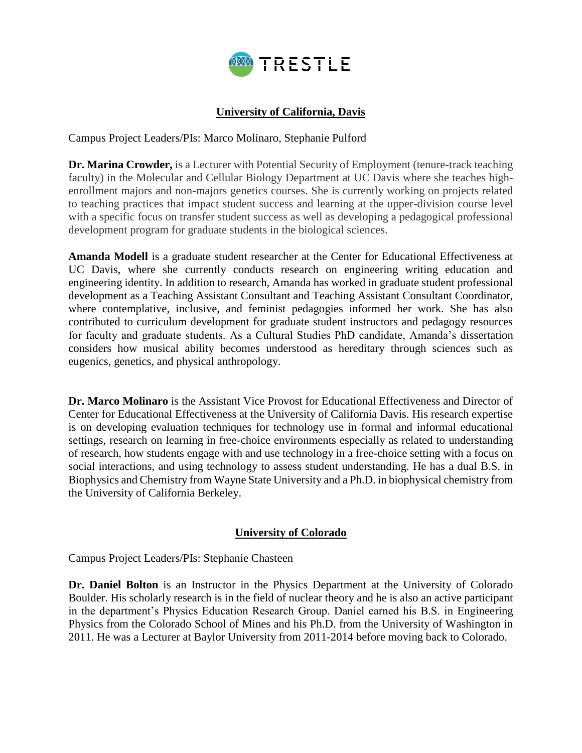## University of California, Davis

Campus Project Leaders/PIs: Marco Molinaro, Stephanie Pulford

**Dr. Marina Crowder,** is a Lecturer with Potential Security of Employment (tenure-track teaching faculty) in the Molecular and Cellular Biology Department at UC Davis where she teaches high-enrollment majors and non-majors genetics courses. She is currently working on projects related to teaching practices that impact student success and learning at the upper-division course level with a specific focus on transfer student success as well as developing a pedagogical professional development program for graduate students in the biological sciences.

**Amanda Modell** is a graduate student researcher at the Center for Educational Effectiveness at UC Davis, where she currently conducts research on engineering writing education and engineering identity. In addition to research, Amanda has worked in graduate student professional development as a Teaching Assistant Consultant and Teaching Assistant Consultant Coordinator, where contemplative, inclusive, and feminist pedagogies informed her work. She has also contributed to curriculum development for graduate student instructors and pedagogy resources for faculty and graduate students. As a Cultural Studies PhD candidate, Amanda's dissertation considers how musical ability becomes understood as hereditary through sciences such as eugenics, genetics, and physical anthropology.

**Dr. Marco Molinaro** is the Assistant Vice Provost for Educational Effectiveness and Director of Center for Educational Effectiveness at the University of California Davis. His research expertise is on developing evaluation techniques for technology use in formal and informal educational settings, research on learning in free-choice environments especially as related to understanding of research, how students engage with and use technology in a free-choice setting with a focus on social interactions, and using technology to assess student understanding. He has a dual B.S. in Biophysics and Chemistry from Wayne State University and a Ph.D. in biophysical chemistry from the University of California Berkeley.

## University of Colorado

Campus Project Leaders/PIs: Stephanie Chasteen

**Dr. Daniel Bolton** is an Instructor in the Physics Department at the University of Colorado Boulder. His scholarly research is in the field of nuclear theory and he is also an active participant in the department's Physics Education Research Group. Daniel earned his B.S. in Engineering Physics from the Colorado School of Mines and his Ph.D. from the University of Washington in 2011. He was a Lecturer at Baylor University from 2011-2014 before moving back to Colorado.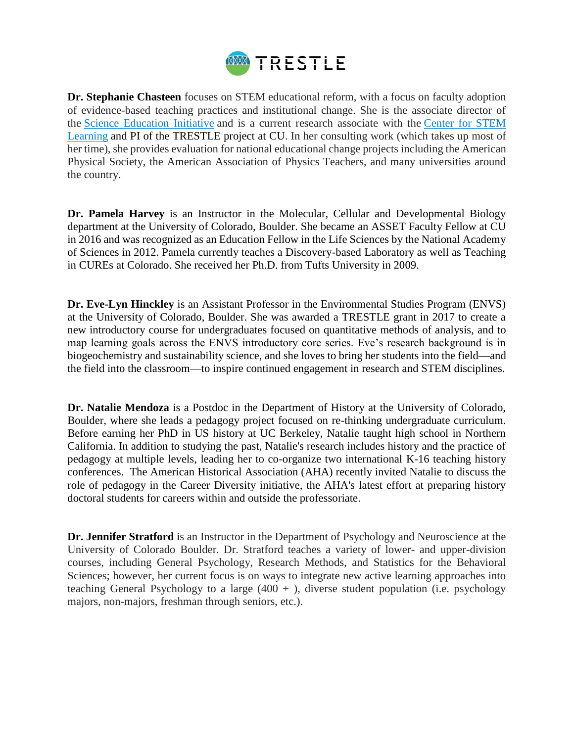**Dr. Stephanie Chasteen** focuses on STEM educational reform, with a focus on faculty adoption of evidence-based teaching practices and institutional change. She is the associate director of the Science Education Initiative and is a current research associate with the Center for STEM Learning and PI of the TRESTLE project at CU. In her consulting work (which takes up most of her time), she provides evaluation for national educational change projects including the American Physical Society, the American Association of Physics Teachers, and many universities around the country.

**Dr. Pamela Harvey** is an Instructor in the Molecular, Cellular and Developmental Biology department at the University of Colorado, Boulder. She became an ASSET Faculty Fellow at CU in 2016 and was recognized as an Education Fellow in the Life Sciences by the National Academy of Sciences in 2012. Pamela currently teaches a Discovery-based Laboratory as well as Teaching in CUREs at Colorado. She received her Ph.D. from Tufts University in 2009.

**Dr. Eve-Lyn Hinckley** is an Assistant Professor in the Environmental Studies Program (ENVS) at the University of Colorado, Boulder. She was awarded a TRESTLE grant in 2017 to create a new introductory course for undergraduates focused on quantitative methods of analysis, and to map learning goals across the ENVS introductory core series. Eve's research background is in biogeochemistry and sustainability science, and she loves to bring her students into the field—and the field into the classroom—to inspire continued engagement in research and STEM disciplines.

**Dr. Natalie Mendoza** is a Postdoc in the Department of History at the University of Colorado, Boulder, where she leads a pedagogy project focused on re-thinking undergraduate curriculum. Before earning her PhD in US history at UC Berkeley, Natalie taught high school in Northern California. In addition to studying the past, Natalie's research includes history and the practice of pedagogy at multiple levels, leading her to co-organize two international K-16 teaching history conferences. The American Historical Association (AHA) recently invited Natalie to discuss the role of pedagogy in the Career Diversity initiative, the AHA's latest effort at preparing history doctoral students for careers within and outside the professoriate.

**Dr. Jennifer Stratford** is an Instructor in the Department of Psychology and Neuroscience at the University of Colorado Boulder. Dr. Stratford teaches a variety of lower- and upper-division courses, including General Psychology, Research Methods, and Statistics for the Behavioral Sciences; however, her current focus is on ways to integrate new active learning approaches into teaching General Psychology to a large (400 + ), diverse student population (i.e. psychology majors, non-majors, freshman through seniors, etc.).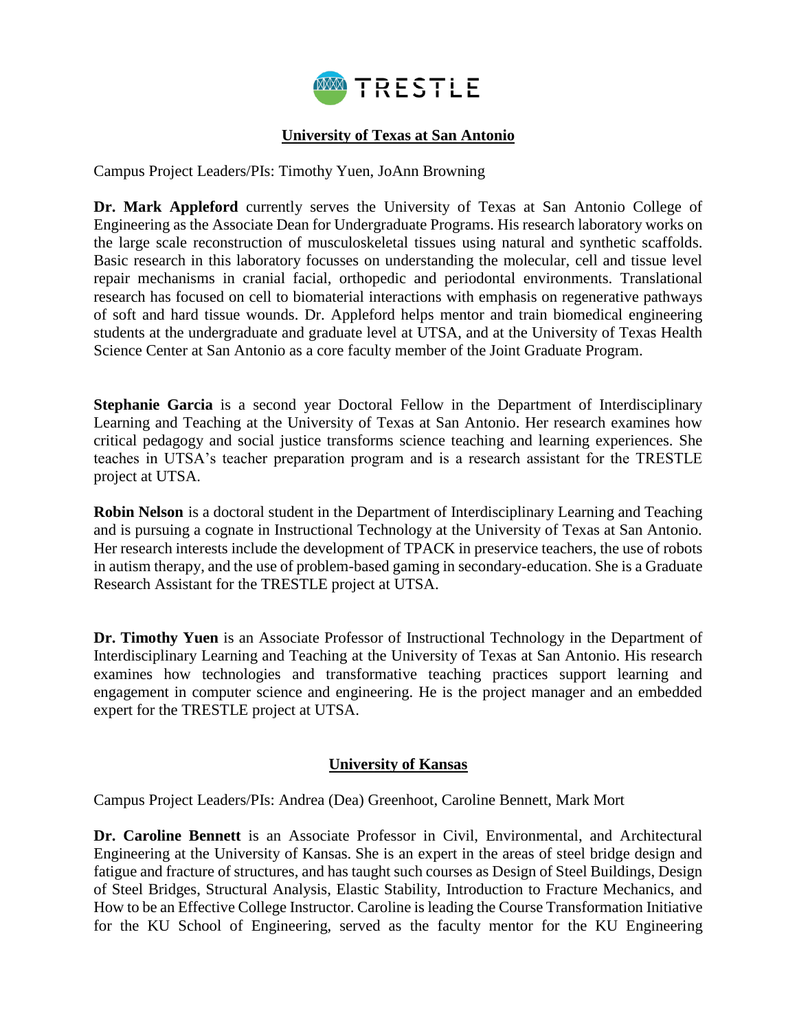## University of Texas at San Antonio

Campus Project Leaders/PIs: Timothy Yuen, JoAnn Browning

**Dr. Mark Appleford** currently serves the University of Texas at San Antonio College of Engineering as the Associate Dean for Undergraduate Programs. His research laboratory works on the large scale reconstruction of musculoskeletal tissues using natural and synthetic scaffolds. Basic research in this laboratory focusses on understanding the molecular, cell and tissue level repair mechanisms in cranial facial, orthopedic and periodontal environments. Translational research has focused on cell to biomaterial interactions with emphasis on regenerative pathways of soft and hard tissue wounds. Dr. Appleford helps mentor and train biomedical engineering students at the undergraduate and graduate level at UTSA, and at the University of Texas Health Science Center at San Antonio as a core faculty member of the Joint Graduate Program.

**Stephanie Garcia** is a second year Doctoral Fellow in the Department of Interdisciplinary Learning and Teaching at the University of Texas at San Antonio. Her research examines how critical pedagogy and social justice transforms science teaching and learning experiences. She teaches in UTSA's teacher preparation program and is a research assistant for the TRESTLE project at UTSA.

**Robin Nelson** is a doctoral student in the Department of Interdisciplinary Learning and Teaching and is pursuing a cognate in Instructional Technology at the University of Texas at San Antonio. Her research interests include the development of TPACK in preservice teachers, the use of robots in autism therapy, and the use of problem-based gaming in secondary-education. She is a Graduate Research Assistant for the TRESTLE project at UTSA.

**Dr. Timothy Yuen** is an Associate Professor of Instructional Technology in the Department of Interdisciplinary Learning and Teaching at the University of Texas at San Antonio. His research examines how technologies and transformative teaching practices support learning and engagement in computer science and engineering. He is the project manager and an embedded expert for the TRESTLE project at UTSA.

## University of Kansas

Campus Project Leaders/PIs: Andrea (Dea) Greenhoot, Caroline Bennett, Mark Mort

**Dr. Caroline Bennett** is an Associate Professor in Civil, Environmental, and Architectural Engineering at the University of Kansas. She is an expert in the areas of steel bridge design and fatigue and fracture of structures, and has taught such courses as Design of Steel Buildings, Design of Steel Bridges, Structural Analysis, Elastic Stability, Introduction to Fracture Mechanics, and How to be an Effective College Instructor. Caroline is leading the Course Transformation Initiative for the KU School of Engineering, served as the faculty mentor for the KU Engineering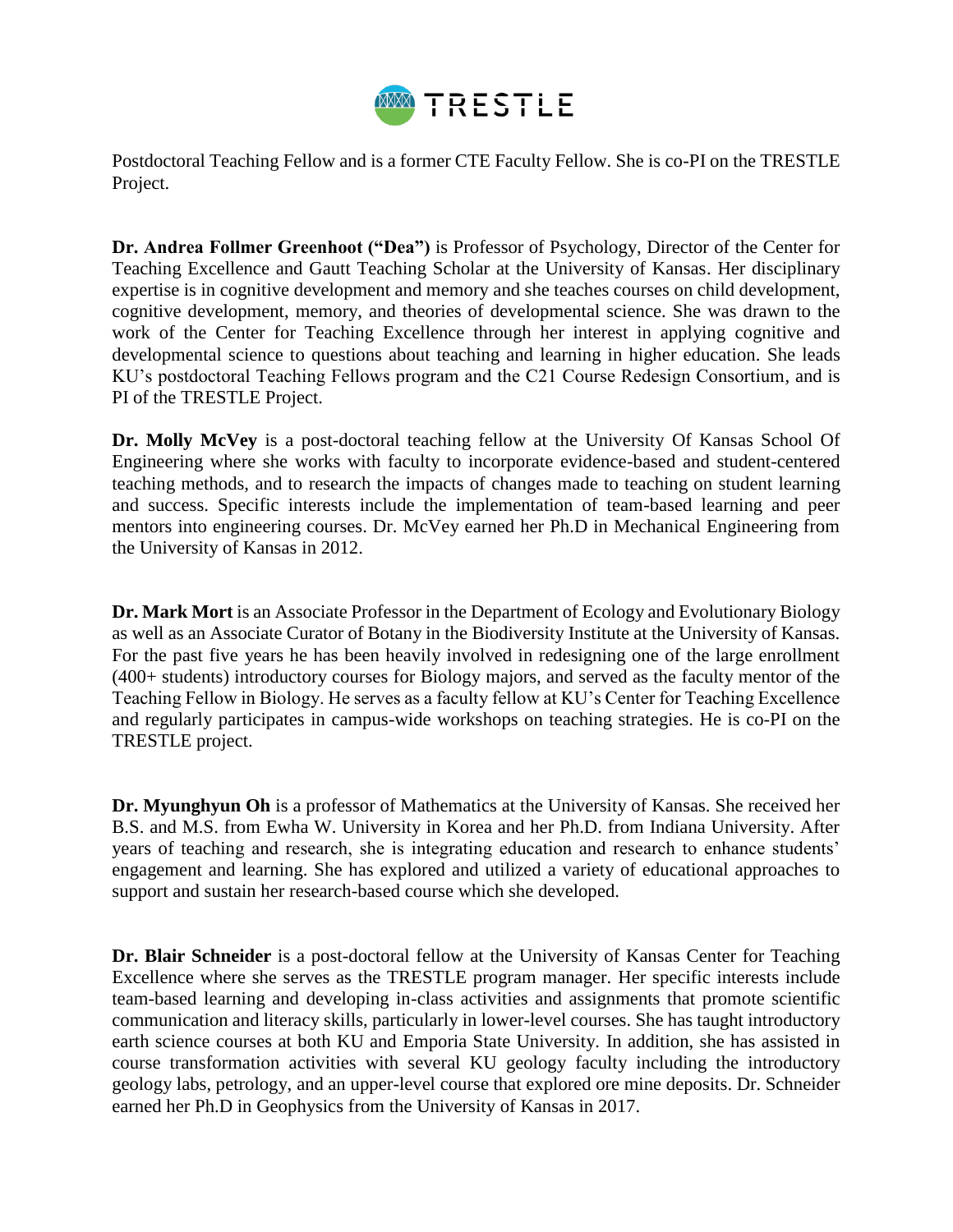Postdoctoral Teaching Fellow and is a former CTE Faculty Fellow. She is co-PI on the TRESTLE Project.

**Dr. Andrea Follmer Greenhoot ("Dea")** is Professor of Psychology, Director of the Center for Teaching Excellence and Gautt Teaching Scholar at the University of Kansas. Her disciplinary expertise is in cognitive development and memory and she teaches courses on child development, cognitive development, memory, and theories of developmental science. She was drawn to the work of the Center for Teaching Excellence through her interest in applying cognitive and developmental science to questions about teaching and learning in higher education. She leads KU's postdoctoral Teaching Fellows program and the C21 Course Redesign Consortium, and is PI of the TRESTLE Project.

**Dr. Molly McVey** is a post-doctoral teaching fellow at the University Of Kansas School Of Engineering where she works with faculty to incorporate evidence-based and student-centered teaching methods, and to research the impacts of changes made to teaching on student learning and success. Specific interests include the implementation of team-based learning and peer mentors into engineering courses. Dr. McVey earned her Ph.D in Mechanical Engineering from the University of Kansas in 2012.

**Dr. Mark Mort** is an Associate Professor in the Department of Ecology and Evolutionary Biology as well as an Associate Curator of Botany in the Biodiversity Institute at the University of Kansas. For the past five years he has been heavily involved in redesigning one of the large enrollment (400+ students) introductory courses for Biology majors, and served as the faculty mentor of the Teaching Fellow in Biology. He serves as a faculty fellow at KU's Center for Teaching Excellence and regularly participates in campus-wide workshops on teaching strategies. He is co-PI on the TRESTLE project.

**Dr. Myunghyun Oh** is a professor of Mathematics at the University of Kansas. She received her B.S. and M.S. from Ewha W. University in Korea and her Ph.D. from Indiana University. After years of teaching and research, she is integrating education and research to enhance students' engagement and learning. She has explored and utilized a variety of educational approaches to support and sustain her research-based course which she developed.

**Dr. Blair Schneider** is a post-doctoral fellow at the University of Kansas Center for Teaching Excellence where she serves as the TRESTLE program manager. Her specific interests include team-based learning and developing in-class activities and assignments that promote scientific communication and literacy skills, particularly in lower-level courses. She has taught introductory earth science courses at both KU and Emporia State University. In addition, she has assisted in course transformation activities with several KU geology faculty including the introductory geology labs, petrology, and an upper-level course that explored ore mine deposits. Dr. Schneider earned her Ph.D in Geophysics from the University of Kansas in 2017.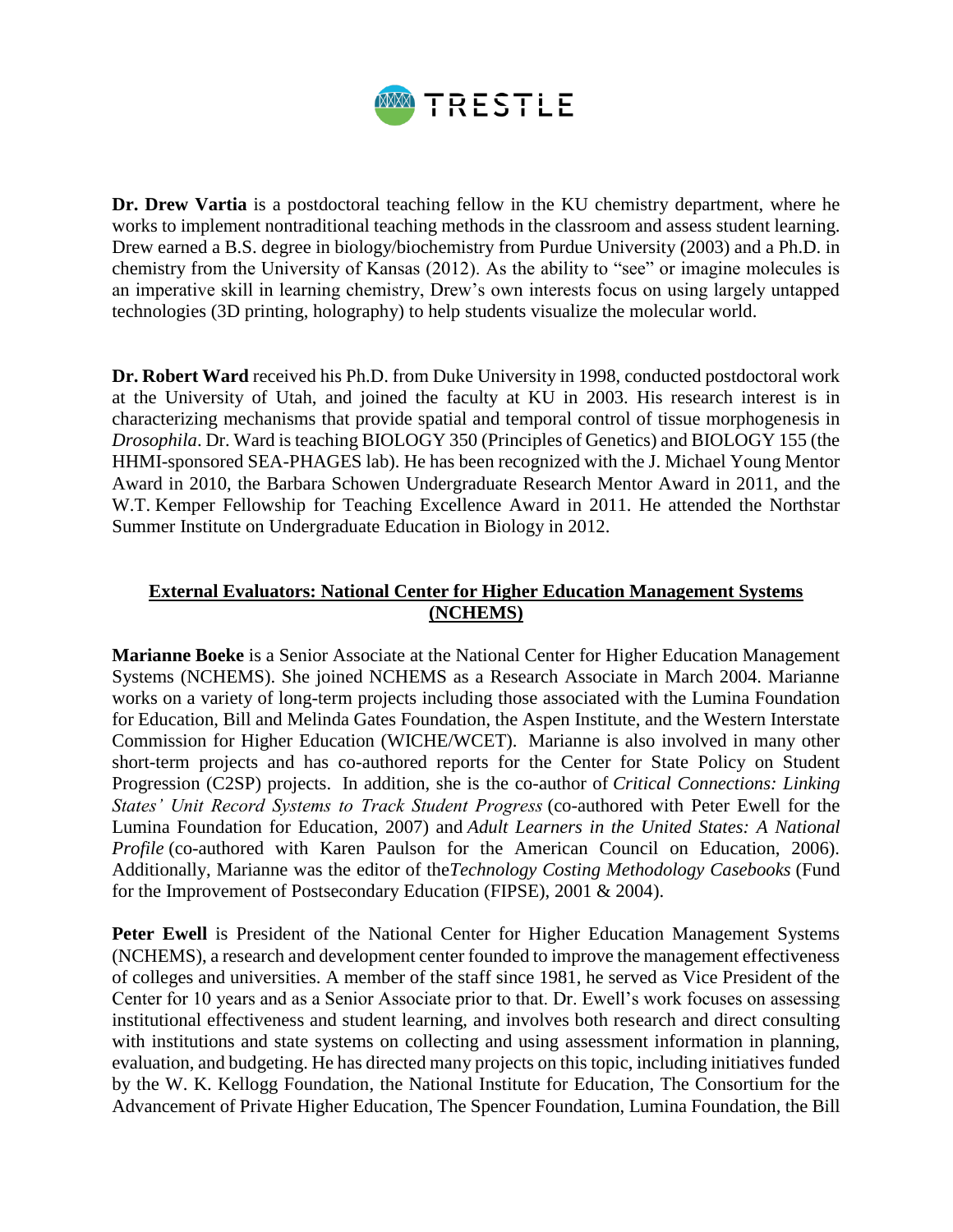**Dr. Drew Vartia** is a postdoctoral teaching fellow in the KU chemistry department, where he works to implement nontraditional teaching methods in the classroom and assess student learning. Drew earned a B.S. degree in biology/biochemistry from Purdue University (2003) and a Ph.D. in chemistry from the University of Kansas (2012). As the ability to "see" or imagine molecules is an imperative skill in learning chemistry, Drew's own interests focus on using largely untapped technologies (3D printing, holography) to help students visualize the molecular world.

**Dr. Robert Ward** received his Ph.D. from Duke University in 1998, conducted postdoctoral work at the University of Utah, and joined the faculty at KU in 2003. His research interest is in characterizing mechanisms that provide spatial and temporal control of tissue morphogenesis in *Drosophila*. Dr. Ward is teaching BIOLOGY 350 (Principles of Genetics) and BIOLOGY 155 (the HHMI-sponsored SEA-PHAGES lab). He has been recognized with the J. Michael Young Mentor Award in 2010, the Barbara Schowen Undergraduate Research Mentor Award in 2011, and the W.T. Kemper Fellowship for Teaching Excellence Award in 2011. He attended the Northstar Summer Institute on Undergraduate Education in Biology in 2012.

## External Evaluators: National Center for Higher Education Management Systems (NCHEMS)

**Marianne Boeke** is a Senior Associate at the National Center for Higher Education Management Systems (NCHEMS). She joined NCHEMS as a Research Associate in March 2004. Marianne works on a variety of long-term projects including those associated with the Lumina Foundation for Education, Bill and Melinda Gates Foundation, the Aspen Institute, and the Western Interstate Commission for Higher Education (WICHE/WCET). Marianne is also involved in many other short-term projects and has co-authored reports for the Center for State Policy on Student Progression (C2SP) projects. In addition, she is the co-author of *Critical Connections: Linking States' Unit Record Systems to Track Student Progress* (co-authored with Peter Ewell for the Lumina Foundation for Education, 2007) and *Adult Learners in the United States: A National Profile* (co-authored with Karen Paulson for the American Council on Education, 2006). Additionally, Marianne was the editor of the*Technology Costing Methodology Casebooks* (Fund for the Improvement of Postsecondary Education (FIPSE), 2001 & 2004).

**Peter Ewell** is President of the National Center for Higher Education Management Systems (NCHEMS), a research and development center founded to improve the management effectiveness of colleges and universities. A member of the staff since 1981, he served as Vice President of the Center for 10 years and as a Senior Associate prior to that. Dr. Ewell's work focuses on assessing institutional effectiveness and student learning, and involves both research and direct consulting with institutions and state systems on collecting and using assessment information in planning, evaluation, and budgeting. He has directed many projects on this topic, including initiatives funded by the W. K. Kellogg Foundation, the National Institute for Education, The Consortium for the Advancement of Private Higher Education, The Spencer Foundation, Lumina Foundation, the Bill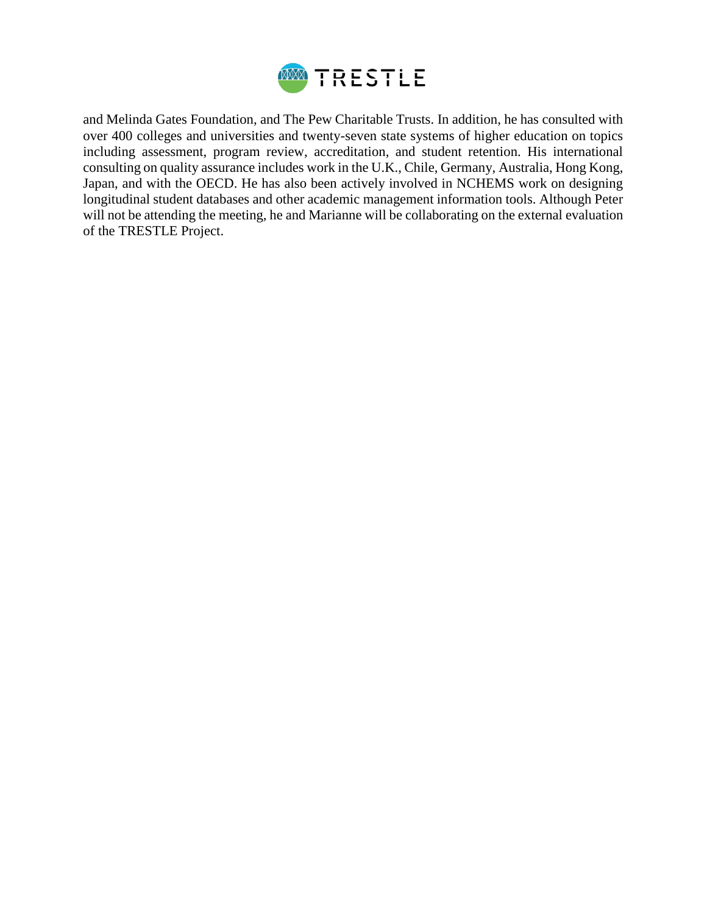and Melinda Gates Foundation, and The Pew Charitable Trusts. In addition, he has consulted with over 400 colleges and universities and twenty-seven state systems of higher education on topics including assessment, program review, accreditation, and student retention. His international consulting on quality assurance includes work in the U.K., Chile, Germany, Australia, Hong Kong, Japan, and with the OECD. He has also been actively involved in NCHEMS work on designing longitudinal student databases and other academic management information tools. Although Peter will not be attending the meeting, he and Marianne will be collaborating on the external evaluation of the TRESTLE Project.